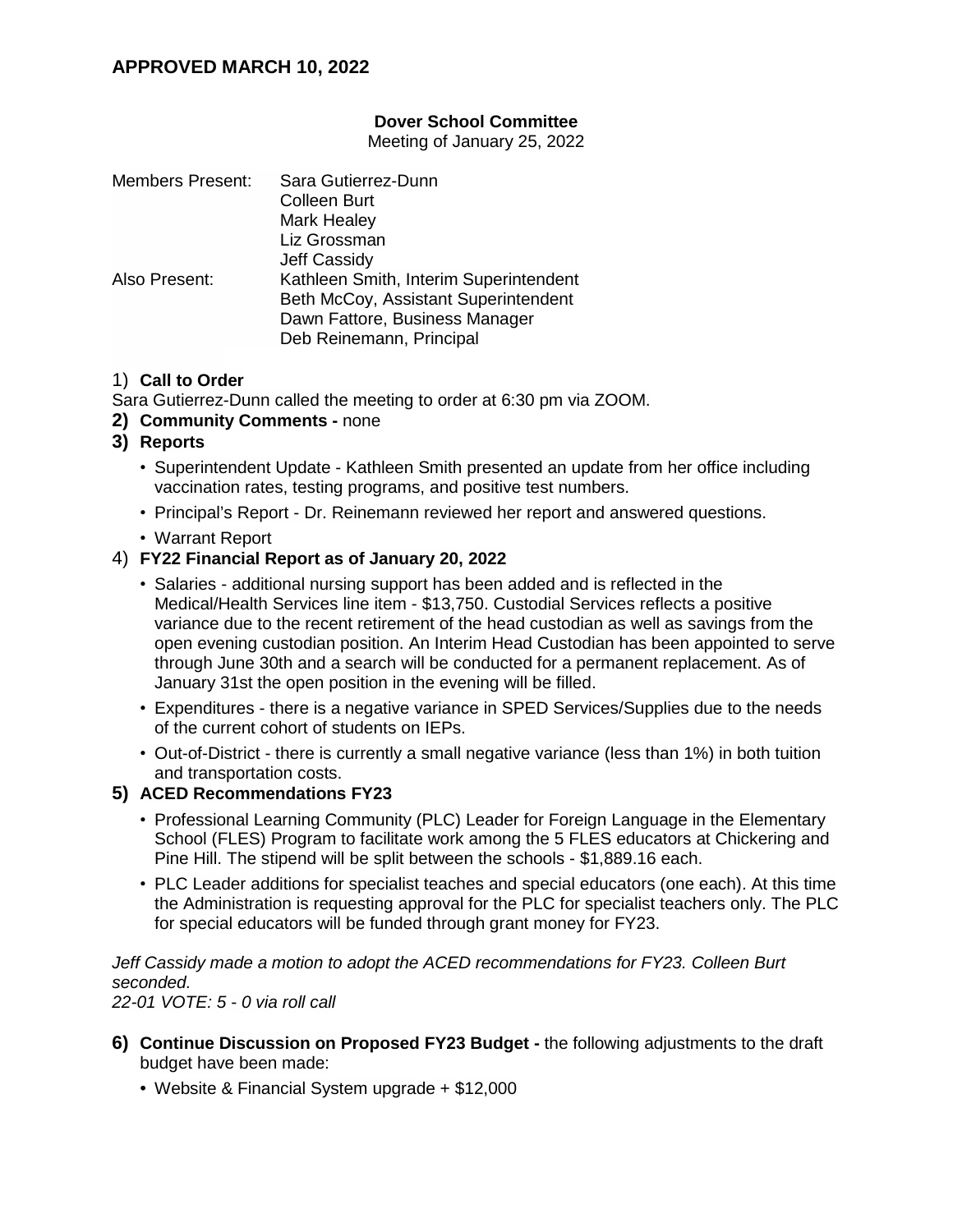**APPROVED MARCH 10, 2022**

**Dover School Committee**
Meeting of January 25, 2022

| | |
|---|---|
| Members Present: | Sara Gutierrez-Dunn<br>Colleen Burt<br>Mark Healey<br>Liz Grossman<br>Jeff Cassidy |
| Also Present: | Kathleen Smith, Interim Superintendent<br>Beth McCoy, Assistant Superintendent<br>Dawn Fattore, Business Manager<br>Deb Reinemann, Principal |

1) **Call to Order**

Sara Gutierrez-Dunn called the meeting to order at 6:30 pm via ZOOM.

2) **Community Comments -** none

3) **Reports**

- Superintendent Update - Kathleen Smith presented an update from her office including vaccination rates, testing programs, and positive test numbers.
- Principal's Report - Dr. Reinemann reviewed her report and answered questions.
- Warrant Report

4) **FY22 Financial Report as of January 20, 2022**

- Salaries - additional nursing support has been added and is reflected in the Medical/Health Services line item - $13,750. Custodial Services reflects a positive variance due to the recent retirement of the head custodian as well as savings from the open evening custodian position. An Interim Head Custodian has been appointed to serve through June 30th and a search will be conducted for a permanent replacement. As of January 31st the open position in the evening will be filled.
- Expenditures - there is a negative variance in SPED Services/Supplies due to the needs of the current cohort of students on IEPs.
- Out-of-District - there is currently a small negative variance (less than 1%) in both tuition and transportation costs.

5) **ACED Recommendations FY23**

- Professional Learning Community (PLC) Leader for Foreign Language in the Elementary School (FLES) Program to facilitate work among the 5 FLES educators at Chickering and Pine Hill. The stipend will be split between the schools - $1,889.16 each.
- PLC Leader additions for specialist teaches and special educators (one each). At this time the Administration is requesting approval for the PLC for specialist teachers only. The PLC for special educators will be funded through grant money for FY23.

*Jeff Cassidy made a motion to adopt the ACED recommendations for FY23. Colleen Burt seconded.*
*22-01 VOTE: 5 - 0 via roll call*

6) **Continue Discussion on Proposed FY23 Budget -** the following adjustments to the draft budget have been made:

- Website & Financial System upgrade + $12,000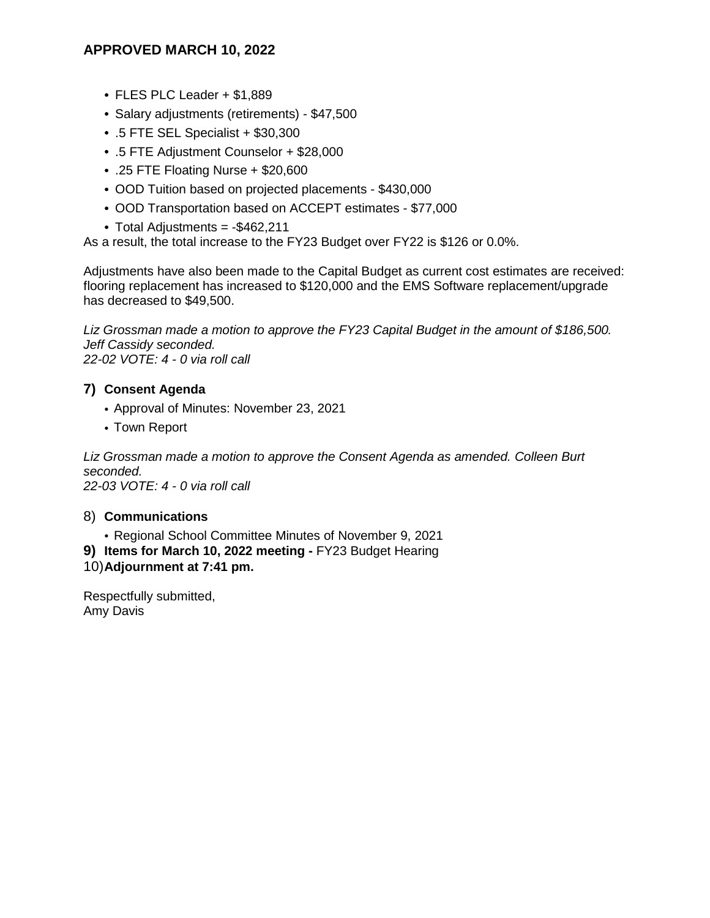**APPROVED MARCH 10, 2022**

- FLES PLC Leader + $1,889
- Salary adjustments (retirements) - $47,500
- .5 FTE SEL Specialist + $30,300
- .5 FTE Adjustment Counselor + $28,000
- .25 FTE Floating Nurse + $20,600
- OOD Tuition based on projected placements - $430,000
- OOD Transportation based on ACCEPT estimates - $77,000
- Total Adjustments = -$462,211

As a result, the total increase to the FY23 Budget over FY22 is $126 or 0.0%.

Adjustments have also been made to the Capital Budget as current cost estimates are received: flooring replacement has increased to $120,000 and the EMS Software replacement/upgrade has decreased to $49,500.

*Liz Grossman made a motion to approve the FY23 Capital Budget in the amount of $186,500. Jeff Cassidy seconded.*
*22-02 VOTE: 4 - 0 via roll call*

**7) Consent Agenda**

- Approval of Minutes: November 23, 2021
- Town Report

*Liz Grossman made a motion to approve the Consent Agenda as amended. Colleen Burt seconded.*
*22-03 VOTE: 4 - 0 via roll call*

8) **Communications**

- Regional School Committee Minutes of November 9, 2021

**9) Items for March 10, 2022 meeting -** FY23 Budget Hearing

10) **Adjournment at 7:41 pm.**

Respectfully submitted,
Amy Davis